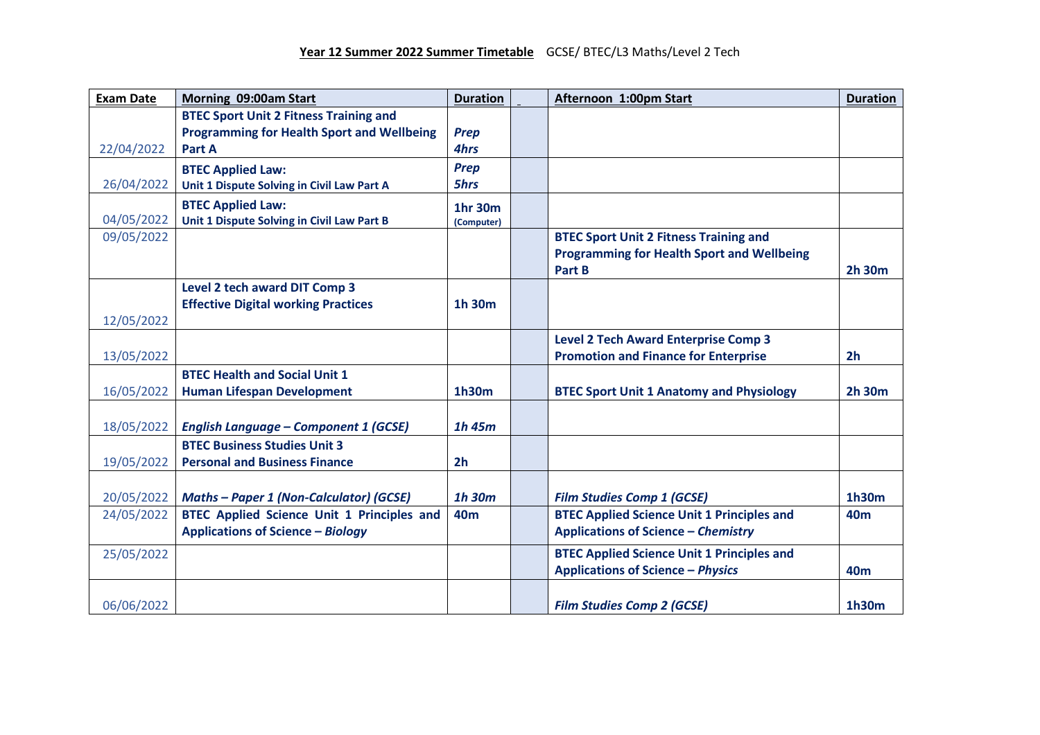**Year 12 Summer 2022 Summer Timetable** GCSE/ BTEC/L3 Maths/Level 2 Tech

| Exam Date | Morning 09:00am Start | Duration | | Afternoon 1:00pm Start | Duration |
|---|---|---|---|---|---|
| 22/04/2022 | **BTEC Sport Unit 2 Fitness Training and Programming for Health Sport and Wellbeing Part A** | ***Prep 4hrs*** | | | |
| 26/04/2022 | **BTEC Applied Law: Unit 1 Dispute Solving in Civil Law Part A** | ***Prep 5hrs*** | | | |
| 04/05/2022 | **BTEC Applied Law: Unit 1 Dispute Solving in Civil Law Part B** | **1hr 30m (Computer)** | | | |
| 09/05/2022 | | | | **BTEC Sport Unit 2 Fitness Training and Programming for Health Sport and Wellbeing Part B** | **2h 30m** |
| 12/05/2022 | **Level 2 tech award DIT Comp 3 Effective Digital working Practices** | **1h 30m** | | | |
| 13/05/2022 | | | | **Level 2 Tech Award Enterprise Comp 3 Promotion and Finance for Enterprise** | **2h** |
| 16/05/2022 | **BTEC Health and Social Unit 1 Human Lifespan Development** | **1h30m** | | **BTEC Sport Unit 1 Anatomy and Physiology** | **2h 30m** |
| 18/05/2022 | ***English Language – Component 1 (GCSE)*** | ***1h 45m*** | | | |
| 19/05/2022 | **BTEC Business Studies Unit 3 Personal and Business Finance** | **2h** | | | |
| 20/05/2022 | ***Maths – Paper 1 (Non-Calculator) (GCSE)*** | ***1h 30m*** | | ***Film Studies Comp 1 (GCSE)*** | **1h30m** |
| 24/05/2022 | **BTEC Applied Science Unit 1 Principles and Applications of Science – *Biology*** | **40m** | | **BTEC Applied Science Unit 1 Principles and Applications of Science – *Chemistry*** | **40m** |
| 25/05/2022 | | | | **BTEC Applied Science Unit 1 Principles and Applications of Science – *Physics*** | **40m** |
| 06/06/2022 | | | | ***Film Studies Comp 2 (GCSE)*** | **1h30m** |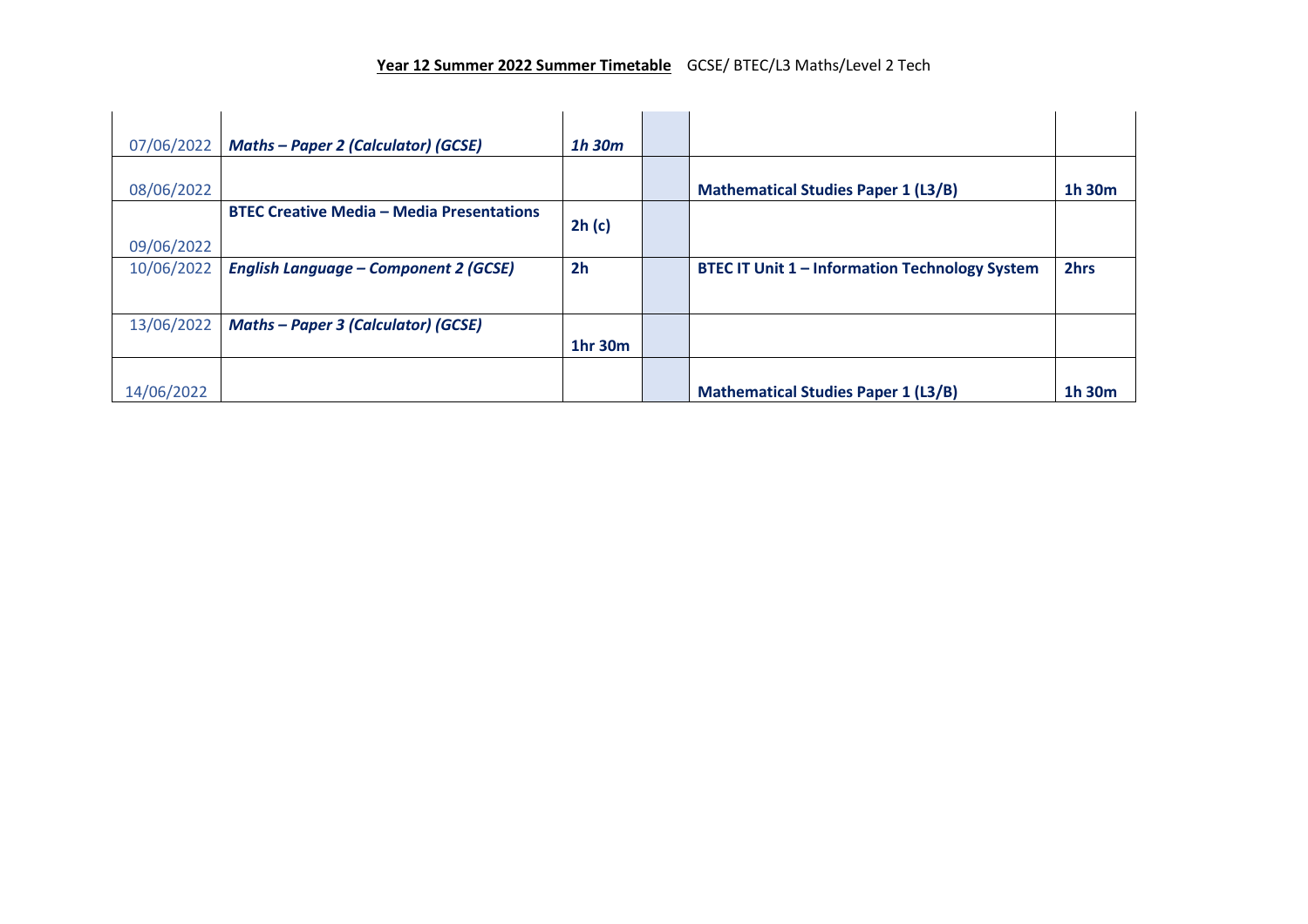**Year 12 Summer 2022 Summer Timetable** GCSE/ BTEC/L3 Maths/Level 2 Tech

| | | | | | |
|---|---|---|---|---|---|
| 07/06/2022 | ***Maths – Paper 2 (Calculator) (GCSE)*** | ***1h 30m*** | | | |
| 08/06/2022 | | | | **Mathematical Studies Paper 1 (L3/B)** | **1h 30m** |
| 09/06/2022 | **BTEC Creative Media – Media Presentations** | **2h (c)** | | | |
| 10/06/2022 | ***English Language – Component 2 (GCSE)*** | **2h** | | **BTEC IT Unit 1 – Information Technology System** | **2hrs** |
| 13/06/2022 | ***Maths – Paper 3 (Calculator) (GCSE)*** | **1hr 30m** | | | |
| 14/06/2022 | | | | **Mathematical Studies Paper 1 (L3/B)** | **1h 30m** |